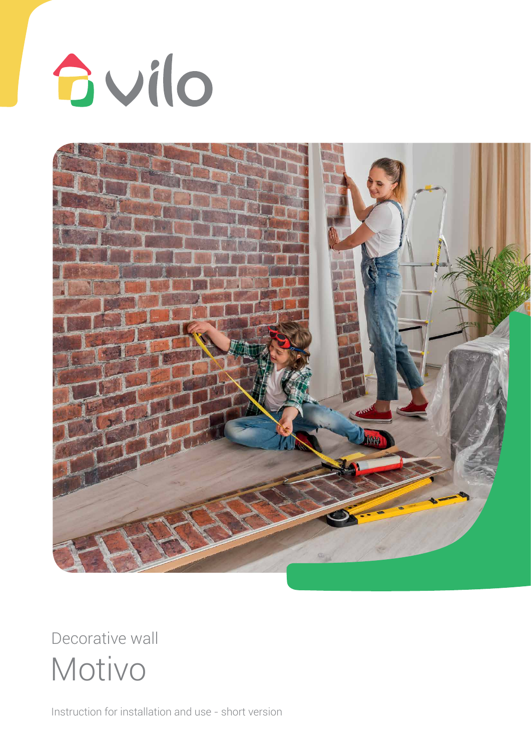vilo

Decorative wall

# Motivo

Instruction for installation and use - short version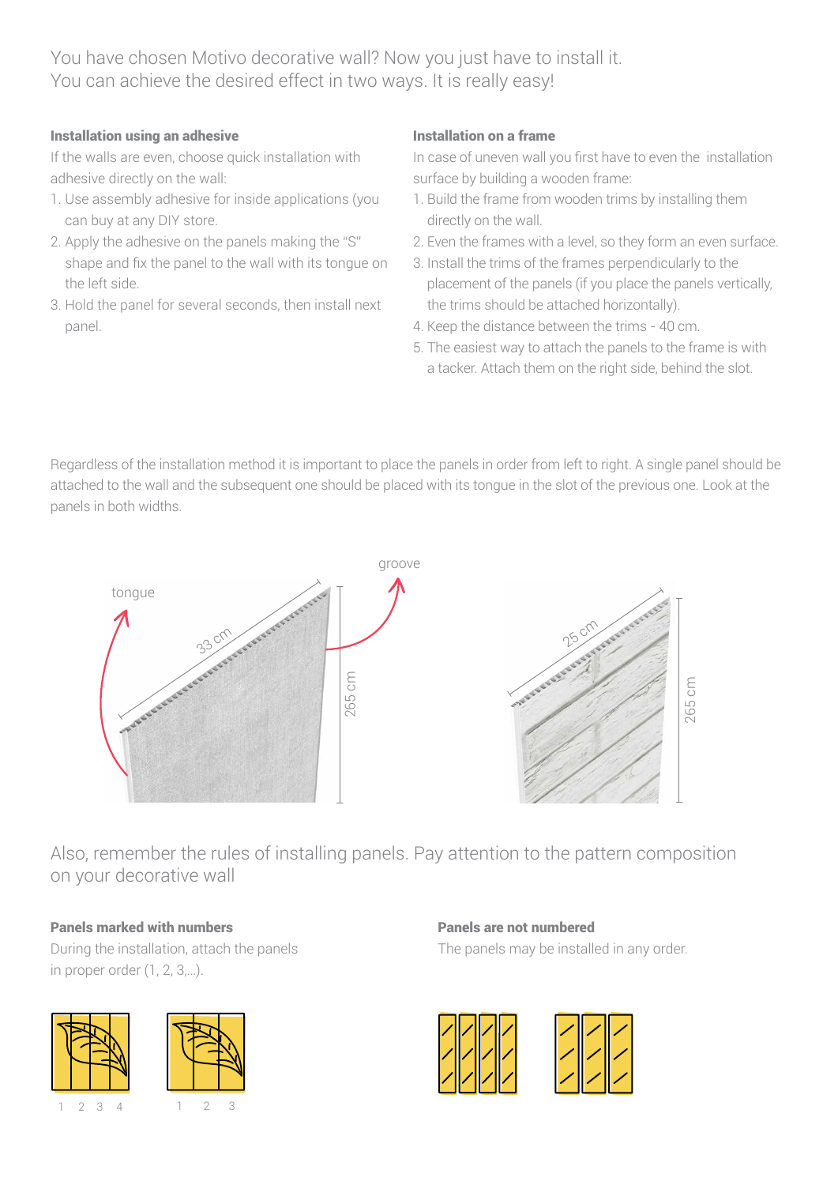You have chosen Motivo decorative wall? Now you just have to install it.
You can achieve the desired effect in two ways. It is really easy!

**Installation using an adhesive**

If the walls are even, choose quick installation with adhesive directly on the wall:

1. Use assembly adhesive for inside applications (you can buy at any DIY store.
2. Apply the adhesive on the panels making the "S" shape and fix the panel to the wall with its tongue on the left side.
3. Hold the panel for several seconds, then install next panel.

**Installation on a frame**

In case of uneven wall you first have to even the installation surface by building a wooden frame:

1. Build the frame from wooden trims by installing them directly on the wall.
2. Even the frames with a level, so they form an even surface.
3. Install the trims of the frames perpendicularly to the placement of the panels (if you place the panels vertically, the trims should be attached horizontally).
4. Keep the distance between the trims - 40 cm.
5. The easiest way to attach the panels to the frame is with a tacker. Attach them on the right side, behind the slot.

Regardless of the installation method it is important to place the panels in order from left to right. A single panel should be attached to the wall and the subsequent one should be placed with its tongue in the slot of the previous one. Look at the panels in both widths.

tongue
groove
33 cm
265 cm
25 cm
265 cm

Also, remember the rules of installing panels. Pay attention to the pattern composition on your decorative wall

**Panels marked with numbers**

During the installation, attach the panels in proper order (1, 2, 3,...).

1 2 3 4
1 2 3

**Panels are not numbered**

The panels may be installed in any order.